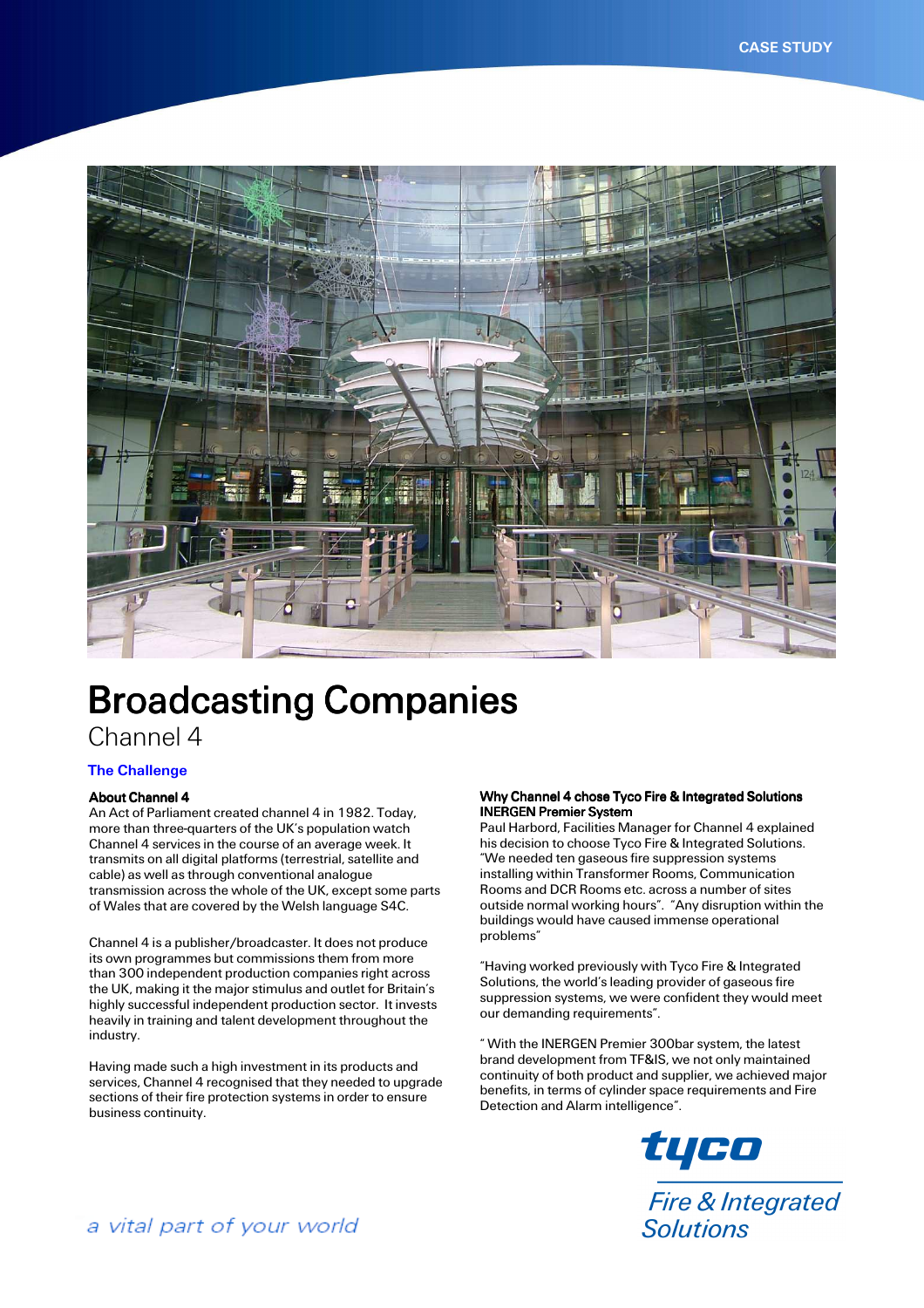CASE STUDY

# Broadcasting Companies

## Channel 4

### The Challenge

**About Channel 4**

An Act of Parliament created channel 4 in 1982. Today, more than three-quarters of the UK's population watch Channel 4 services in the course of an average week. It transmits on all digital platforms (terrestrial, satellite and cable) as well as through conventional analogue transmission across the whole of the UK, except some parts of Wales that are covered by the Welsh language S4C.

Channel 4 is a publisher/broadcaster. It does not produce its own programmes but commissions them from more than 300 independent production companies right across the UK, making it the major stimulus and outlet for Britain's highly successful independent production sector. It invests heavily in training and talent development throughout the industry.

Having made such a high investment in its products and services, Channel 4 recognised that they needed to upgrade sections of their fire protection systems in order to ensure business continuity.

**Why Channel 4 chose Tyco Fire & Integrated Solutions INERGEN Premier System**

Paul Harbord, Facilities Manager for Channel 4 explained his decision to choose Tyco Fire & Integrated Solutions. "We needed ten gaseous fire suppression systems installing within Transformer Rooms, Communication Rooms and DCR Rooms etc. across a number of sites outside normal working hours". "Any disruption within the buildings would have caused immense operational problems"

"Having worked previously with Tyco Fire & Integrated Solutions, the world's leading provider of gaseous fire suppression systems, we were confident they would meet our demanding requirements".

" With the INERGEN Premier 300bar system, the latest brand development from TF&IS, we not only maintained continuity of both product and supplier, we achieved major benefits, in terms of cylinder space requirements and Fire Detection and Alarm intelligence".

tyco
Fire & Integrated Solutions

*a vital part of your world*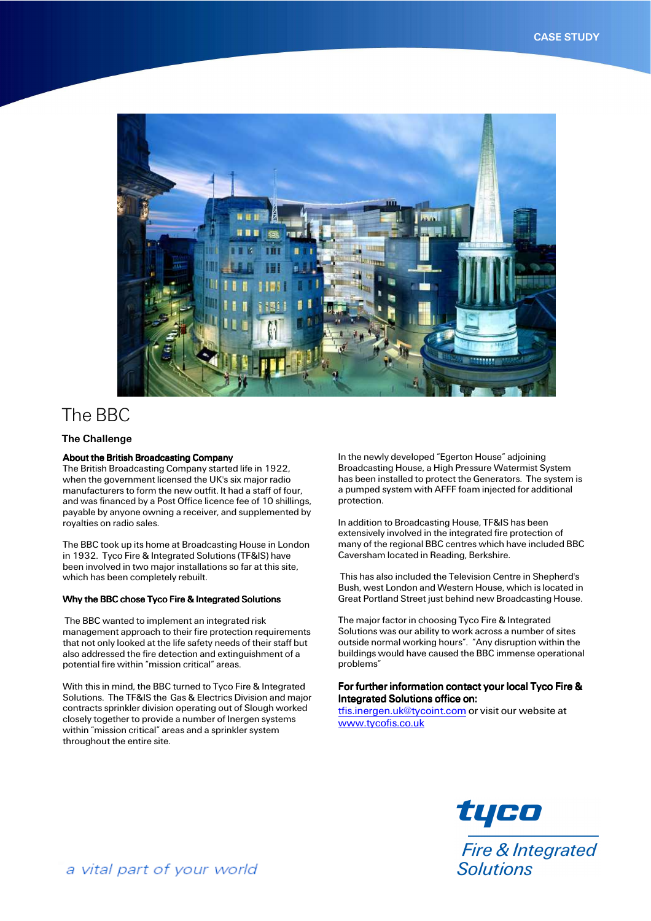CASE STUDY

# The BBC

## The Challenge

**About the British Broadcasting Company**

The British Broadcasting Company started life in 1922, when the government licensed the UK's six major radio manufacturers to form the new outfit. It had a staff of four, and was financed by a Post Office licence fee of 10 shillings, payable by anyone owning a receiver, and supplemented by royalties on radio sales.

The BBC took up its home at Broadcasting House in London in 1932. Tyco Fire & Integrated Solutions (TF&IS) have been involved in two major installations so far at this site, which has been completely rebuilt.

**Why the BBC chose Tyco Fire & Integrated Solutions**

The BBC wanted to implement an integrated risk management approach to their fire protection requirements that not only looked at the life safety needs of their staff but also addressed the fire detection and extinguishment of a potential fire within "mission critical" areas.

With this in mind, the BBC turned to Tyco Fire & Integrated Solutions. The TF&IS the Gas & Electrics Division and major contracts sprinkler division operating out of Slough worked closely together to provide a number of Inergen systems within "mission critical" areas and a sprinkler system throughout the entire site.

In the newly developed "Egerton House" adjoining Broadcasting House, a High Pressure Watermist System has been installed to protect the Generators. The system is a pumped system with AFFF foam injected for additional protection.

In addition to Broadcasting House, TF&IS has been extensively involved in the integrated fire protection of many of the regional BBC centres which have included BBC Caversham located in Reading, Berkshire.

This has also included the Television Centre in Shepherd's Bush, west London and Western House, which is located in Great Portland Street just behind new Broadcasting House.

The major factor in choosing Tyco Fire & Integrated Solutions was our ability to work across a number of sites outside normal working hours". "Any disruption within the buildings would have caused the BBC immense operational problems"

**For further information contact your local Tyco Fire & Integrated Solutions office on:**
tfis.inergen.uk@tycoint.com or visit our website at www.tycofis.co.uk

tyco
Fire & Integrated Solutions

*a vital part of your world*